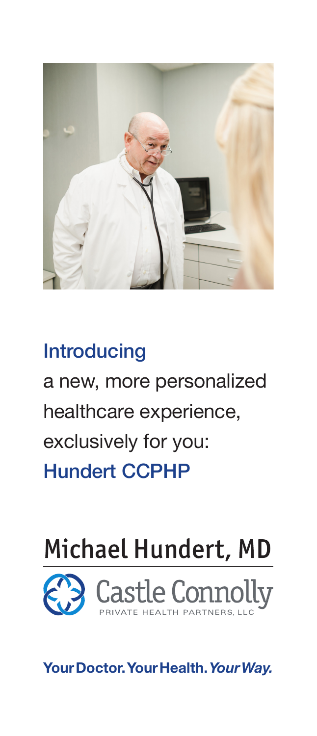**Introducing**

a new, more personalized healthcare experience, exclusively for you:

**Hundert CCPHP**

# Michael Hundert, MD

Castle Connolly

PRIVATE HEALTH PARTNERS, LLC

**Your Doctor. Your Health. *Your Way.***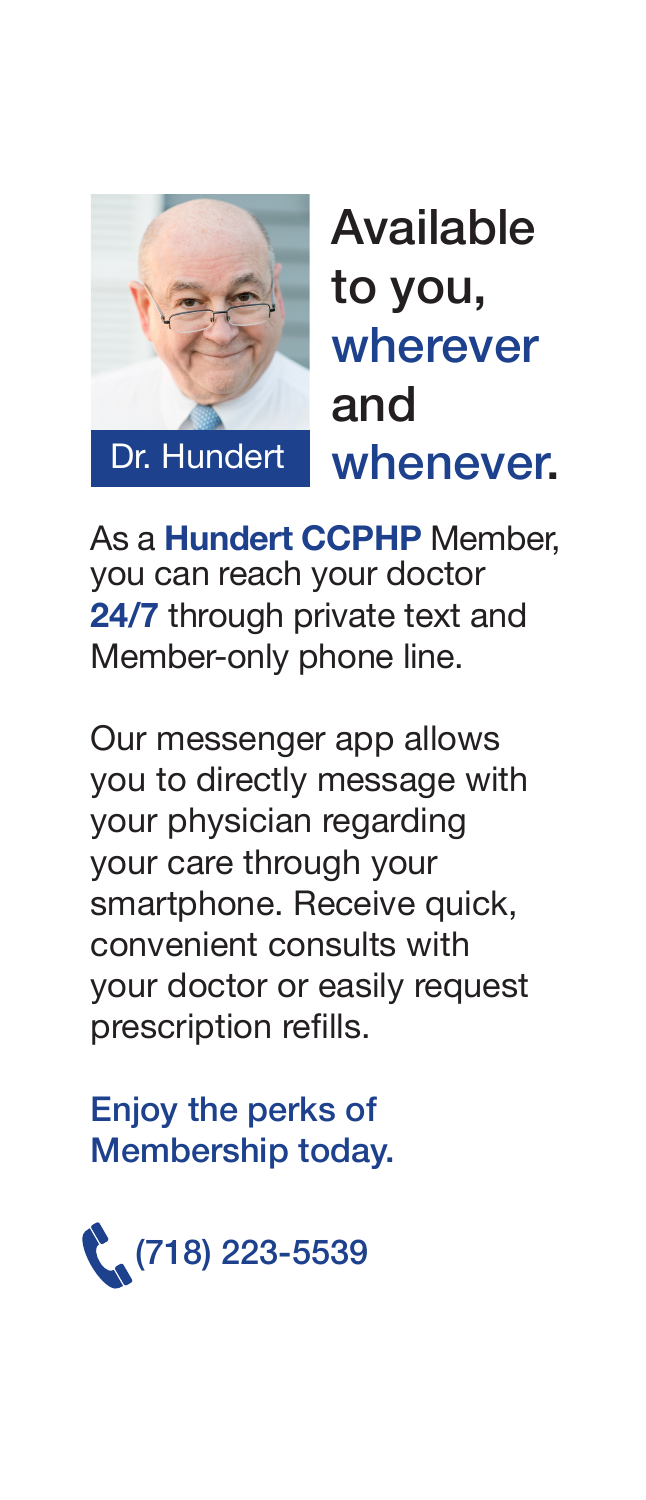Dr. Hundert

# Available to you, wherever and whenever.

As a **Hundert CCPHP** Member, you can reach your doctor **24/7** through private text and Member-only phone line.

Our messenger app allows you to directly message with your physician regarding your care through your smartphone. Receive quick, convenient consults with your doctor or easily request prescription refills.

Enjoy the perks of Membership today.

(718) 223-5539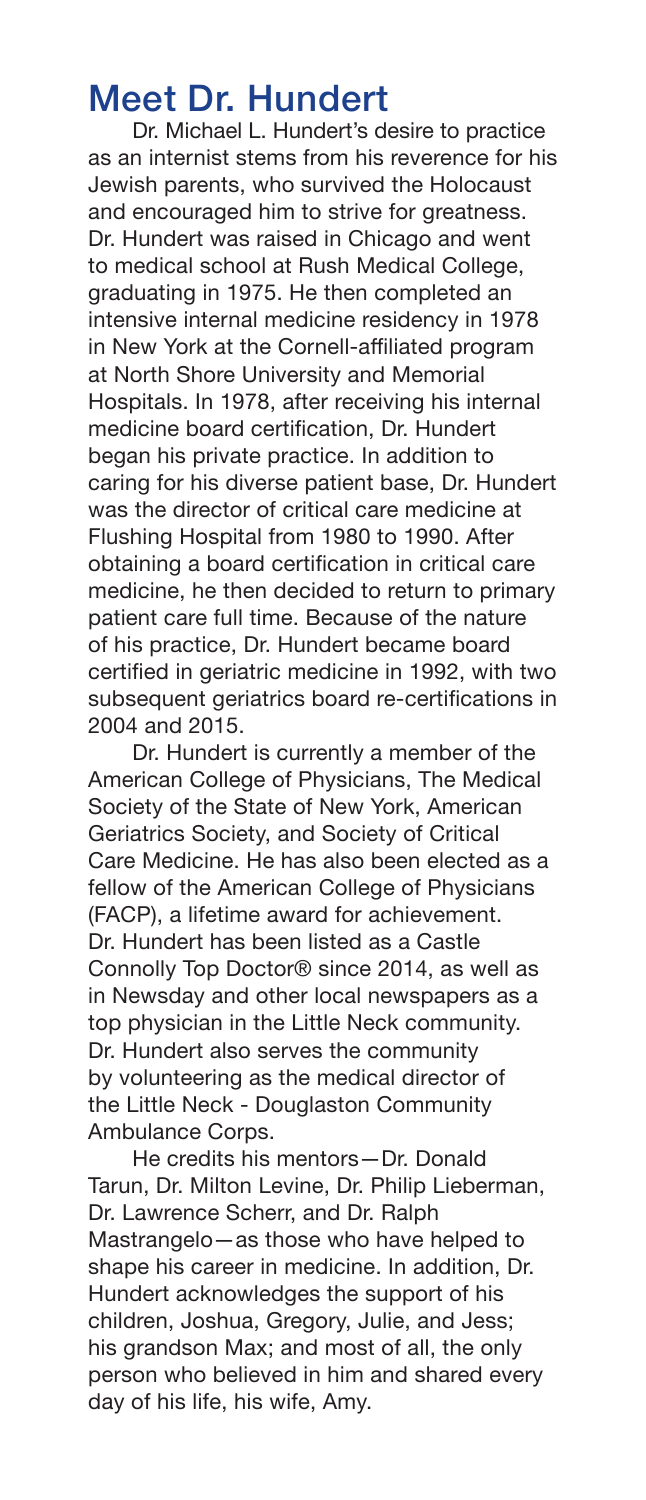## Meet Dr. Hundert

Dr. Michael L. Hundert's desire to practice as an internist stems from his reverence for his Jewish parents, who survived the Holocaust and encouraged him to strive for greatness. Dr. Hundert was raised in Chicago and went to medical school at Rush Medical College, graduating in 1975. He then completed an intensive internal medicine residency in 1978 in New York at the Cornell-affiliated program at North Shore University and Memorial Hospitals. In 1978, after receiving his internal medicine board certification, Dr. Hundert began his private practice. In addition to caring for his diverse patient base, Dr. Hundert was the director of critical care medicine at Flushing Hospital from 1980 to 1990. After obtaining a board certification in critical care medicine, he then decided to return to primary patient care full time. Because of the nature of his practice, Dr. Hundert became board certified in geriatric medicine in 1992, with two subsequent geriatrics board re-certifications in 2004 and 2015.

Dr. Hundert is currently a member of the American College of Physicians, The Medical Society of the State of New York, American Geriatrics Society, and Society of Critical Care Medicine. He has also been elected as a fellow of the American College of Physicians (FACP), a lifetime award for achievement. Dr. Hundert has been listed as a Castle Connolly Top Doctor® since 2014, as well as in Newsday and other local newspapers as a top physician in the Little Neck community. Dr. Hundert also serves the community by volunteering as the medical director of the Little Neck - Douglaston Community Ambulance Corps.

He credits his mentors—Dr. Donald Tarun, Dr. Milton Levine, Dr. Philip Lieberman, Dr. Lawrence Scherr, and Dr. Ralph Mastrangelo—as those who have helped to shape his career in medicine. In addition, Dr. Hundert acknowledges the support of his children, Joshua, Gregory, Julie, and Jess; his grandson Max; and most of all, the only person who believed in him and shared every day of his life, his wife, Amy.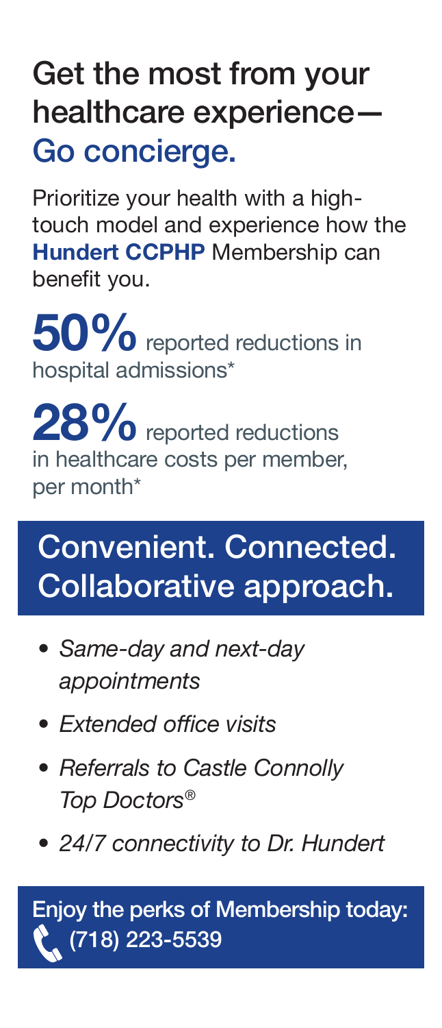# Get the most from your healthcare experience— Go concierge.

Prioritize your health with a high-touch model and experience how the **Hundert CCPHP** Membership can benefit you.

**50%** reported reductions in hospital admissions*

**28%** reported reductions in healthcare costs per member, per month*

## Convenient. Connected. Collaborative approach.

- *Same-day and next-day appointments*
- *Extended office visits*
- *Referrals to Castle Connolly Top Doctors®*
- *24/7 connectivity to Dr. Hundert*

Enjoy the perks of Membership today: (718) 223-5539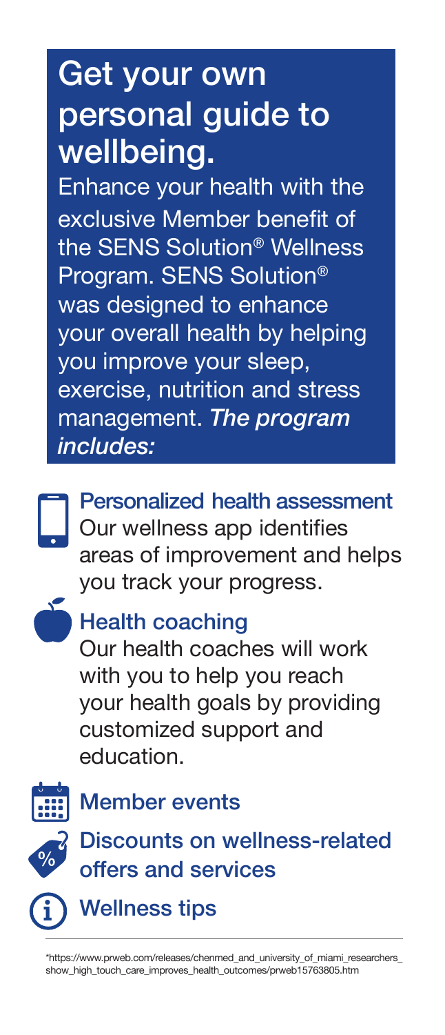# Get your own personal guide to wellbeing.

Enhance your health with the exclusive Member benefit of the SENS Solution® Wellness Program. SENS Solution® was designed to enhance your overall health by helping you improve your sleep, exercise, nutrition and stress management. ***The program includes:***

### Personalized health assessment

Our wellness app identifies areas of improvement and helps you track your progress.

### Health coaching

Our health coaches will work with you to help you reach your health goals by providing customized support and education.

### Member events

### Discounts on wellness-related offers and services

### Wellness tips

*https://www.prweb.com/releases/chenmed_and_university_of_miami_researchers_show_high_touch_care_improves_health_outcomes/prweb15763805.htm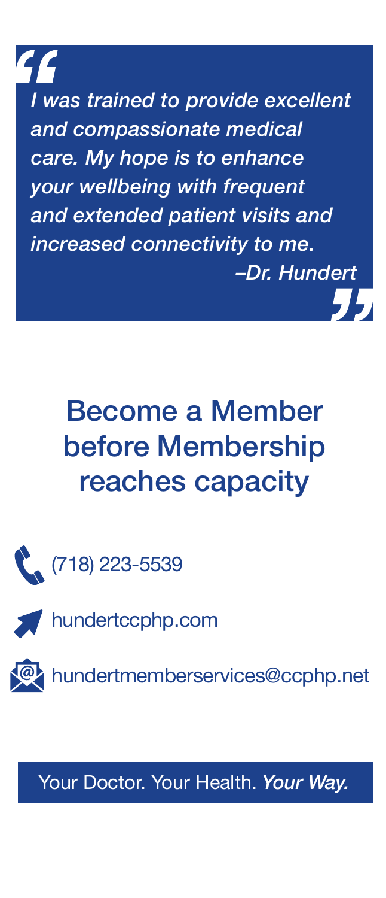> *I was trained to provide excellent and compassionate medical care. My hope is to enhance your wellbeing with frequent and extended patient visits and increased connectivity to me.*
>
> *–Dr. Hundert*

## Become a Member before Membership reaches capacity

(718) 223-5539

hundertccphp.com

hundertmemberservices@ccphp.net

Your Doctor. Your Health. ***Your Way.***